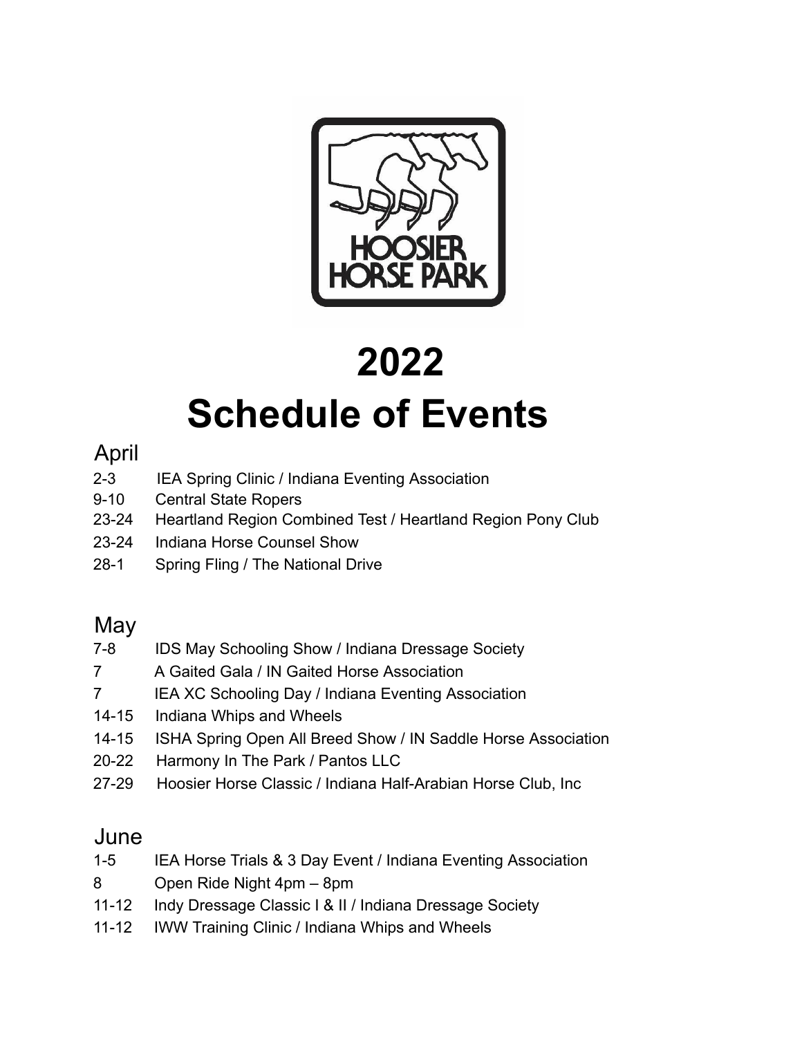HOOSIER HORSE PARK

# 2022
# Schedule of Events

## April

2-3 IEA Spring Clinic / Indiana Eventing Association
9-10 Central State Ropers
23-24 Heartland Region Combined Test / Heartland Region Pony Club
23-24 Indiana Horse Counsel Show
28-1 Spring Fling / The National Drive

## May

7-8 IDS May Schooling Show / Indiana Dressage Society
7 A Gaited Gala / IN Gaited Horse Association
7 IEA XC Schooling Day / Indiana Eventing Association
14-15 Indiana Whips and Wheels
14-15 ISHA Spring Open All Breed Show / IN Saddle Horse Association
20-22 Harmony In The Park / Pantos LLC
27-29 Hoosier Horse Classic / Indiana Half-Arabian Horse Club, Inc

## June

1-5 IEA Horse Trials & 3 Day Event / Indiana Eventing Association
8 Open Ride Night 4pm – 8pm
11-12 Indy Dressage Classic I & II / Indiana Dressage Society
11-12 IWW Training Clinic / Indiana Whips and Wheels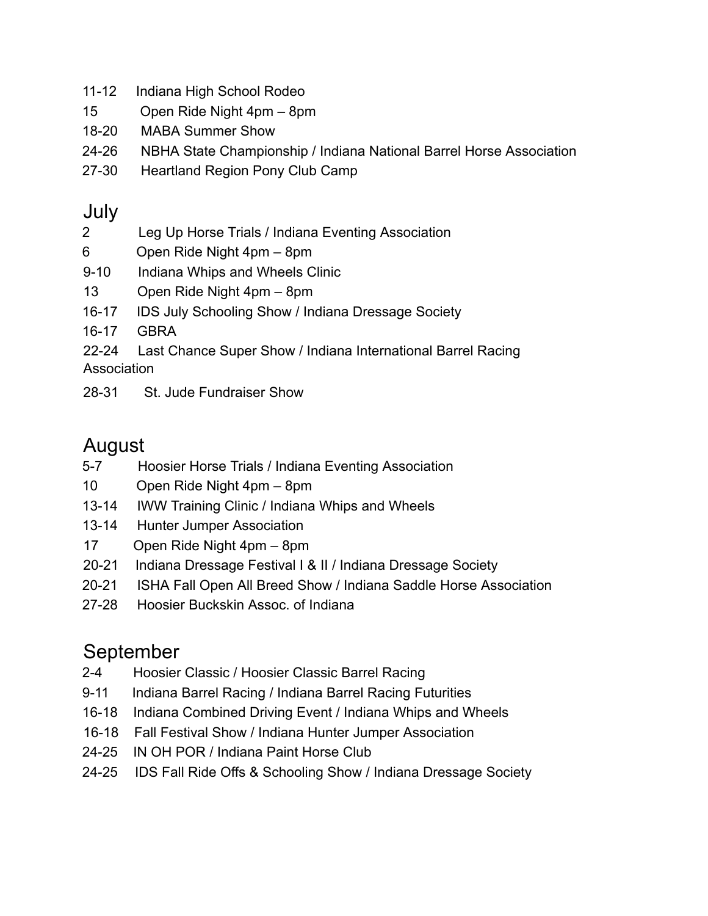11-12 Indiana High School Rodeo
15 Open Ride Night 4pm – 8pm
18-20 MABA Summer Show
24-26 NBHA State Championship / Indiana National Barrel Horse Association
27-30 Heartland Region Pony Club Camp

## July

2 Leg Up Horse Trials / Indiana Eventing Association
6 Open Ride Night 4pm – 8pm
9-10 Indiana Whips and Wheels Clinic
13 Open Ride Night 4pm – 8pm
16-17 IDS July Schooling Show / Indiana Dressage Society
16-17 GBRA
22-24 Last Chance Super Show / Indiana International Barrel Racing Association
28-31 St. Jude Fundraiser Show

## August

5-7 Hoosier Horse Trials / Indiana Eventing Association
10 Open Ride Night 4pm – 8pm
13-14 IWW Training Clinic / Indiana Whips and Wheels
13-14 Hunter Jumper Association
17 Open Ride Night 4pm – 8pm
20-21 Indiana Dressage Festival I & II / Indiana Dressage Society
20-21 ISHA Fall Open All Breed Show / Indiana Saddle Horse Association
27-28 Hoosier Buckskin Assoc. of Indiana

## September

2-4 Hoosier Classic / Hoosier Classic Barrel Racing
9-11 Indiana Barrel Racing / Indiana Barrel Racing Futurities
16-18 Indiana Combined Driving Event / Indiana Whips and Wheels
16-18 Fall Festival Show / Indiana Hunter Jumper Association
24-25 IN OH POR / Indiana Paint Horse Club
24-25 IDS Fall Ride Offs & Schooling Show / Indiana Dressage Society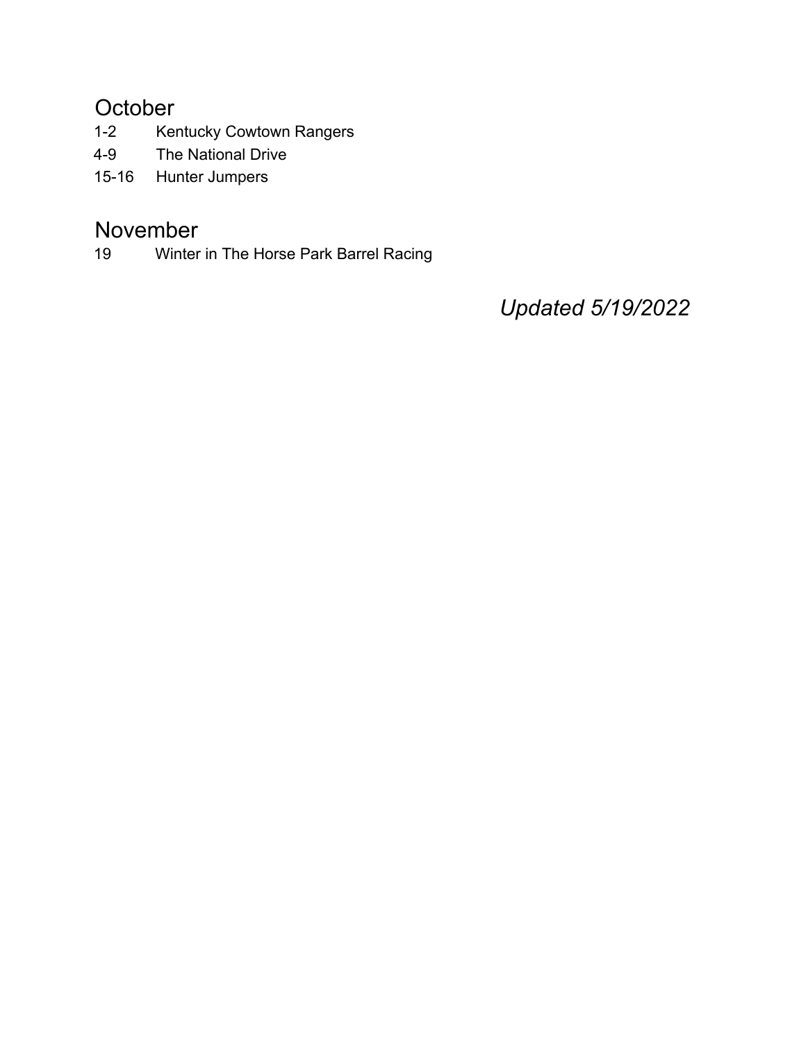## October

1-2 Kentucky Cowtown Rangers
4-9 The National Drive
15-16 Hunter Jumpers

## November

19 Winter in The Horse Park Barrel Racing

*Updated 5/19/2022*